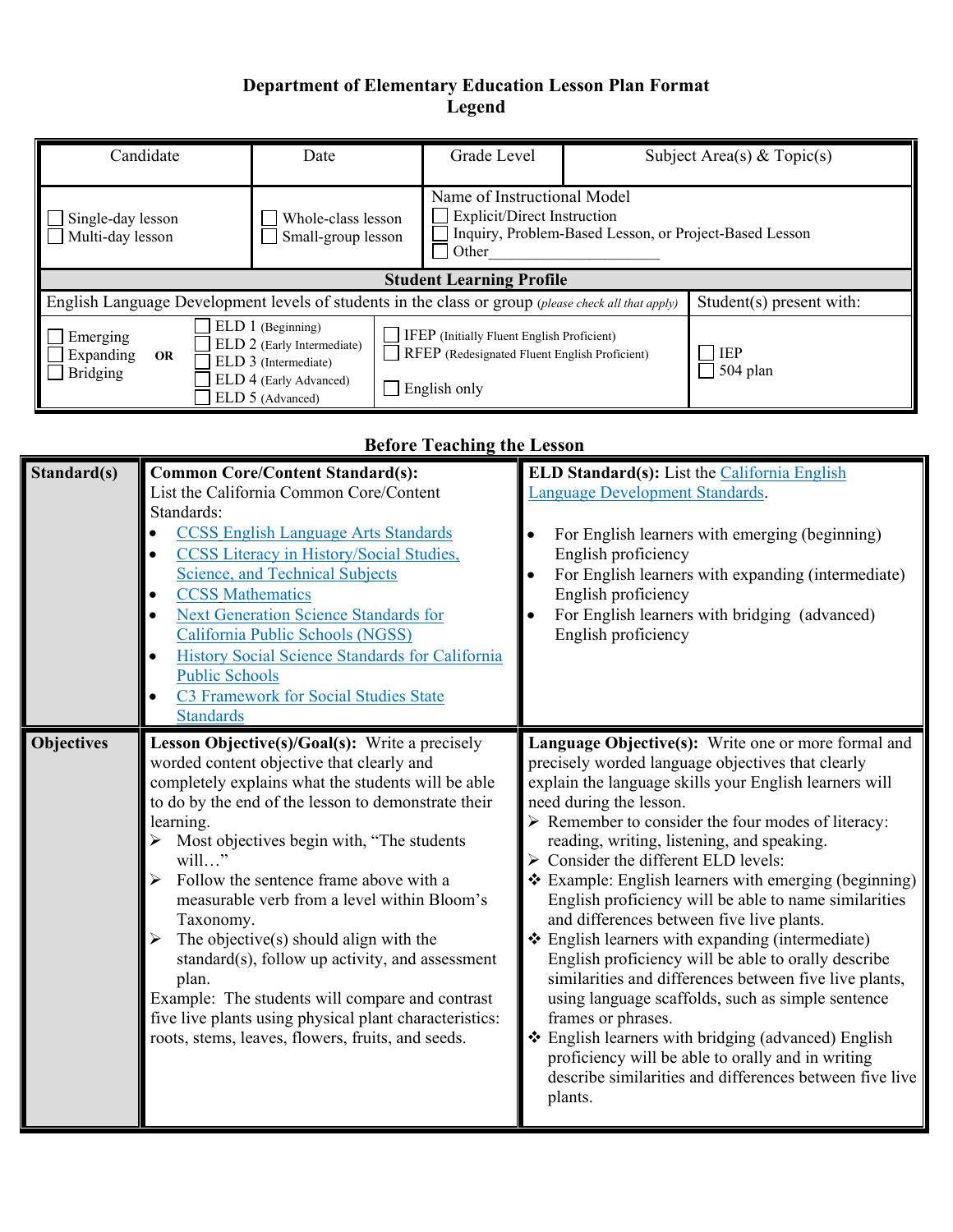# Department of Elementary Education Lesson Plan Format
## Legend

| Candidate | Date | Grade Level | Subject Area(s) & Topic(s) |
|---|---|---|---|
| ☐ Single-day lesson<br>☐ Multi-day lesson | ☐ Whole-class lesson<br>☐ Small-group lesson | Name of Instructional Model<br>☐ Explicit/Direct Instruction<br>☐ Inquiry, Problem-Based Lesson, or Project-Based Lesson<br>☐ Other____________________ | |

**Student Learning Profile**

| English Language Development levels of students in the class or group *(please check all that apply)* | | | Student(s) present with: |
|---|---|---|---|
| ☐ Emerging<br>☐ Expanding<br>☐ Bridging | **OR** | ☐ ELD 1 (Beginning)<br>☐ ELD 2 (Early Intermediate)<br>☐ ELD 3 (Intermediate)<br>☐ ELD 4 (Early Advanced)<br>☐ ELD 5 (Advanced) | ☐ IFEP (Initially Fluent English Proficient)<br>☐ RFEP (Redesignated Fluent English Proficient)<br>☐ English only | ☐ IEP<br>☐ 504 plan |

## Before Teaching the Lesson

| | | |
|---|---|---|
| **Standard(s)** | **Common Core/Content Standard(s):** List the California Common Core/Content Standards:<br>• CCSS English Language Arts Standards<br>• CCSS Literacy in History/Social Studies, Science, and Technical Subjects<br>• CCSS Mathematics<br>• Next Generation Science Standards for California Public Schools (NGSS)<br>• History Social Science Standards for California Public Schools<br>• C3 Framework for Social Studies State Standards | **ELD Standard(s):** List the California English Language Development Standards.<br>• For English learners with emerging (beginning) English proficiency<br>• For English learners with expanding (intermediate) English proficiency<br>• For English learners with bridging (advanced) English proficiency |
| **Objectives** | **Lesson Objective(s)/Goal(s):** Write a precisely worded content objective that clearly and completely explains what the students will be able to do by the end of the lesson to demonstrate their learning.<br>➢ Most objectives begin with, "The students will…"<br>➢ Follow the sentence frame above with a measurable verb from a level within Bloom's Taxonomy.<br>➢ The objective(s) should align with the standard(s), follow up activity, and assessment plan.<br>Example: The students will compare and contrast five live plants using physical plant characteristics: roots, stems, leaves, flowers, fruits, and seeds. | **Language Objective(s):** Write one or more formal and precisely worded language objectives that clearly explain the language skills your English learners will need during the lesson.<br>➢ Remember to consider the four modes of literacy: reading, writing, listening, and speaking.<br>➢ Consider the different ELD levels:<br>❖ Example: English learners with emerging (beginning) English proficiency will be able to name similarities and differences between five live plants.<br>❖ English learners with expanding (intermediate) English proficiency will be able to orally describe similarities and differences between five live plants, using language scaffolds, such as simple sentence frames or phrases.<br>❖ English learners with bridging (advanced) English proficiency will be able to orally and in writing describe similarities and differences between five live plants. |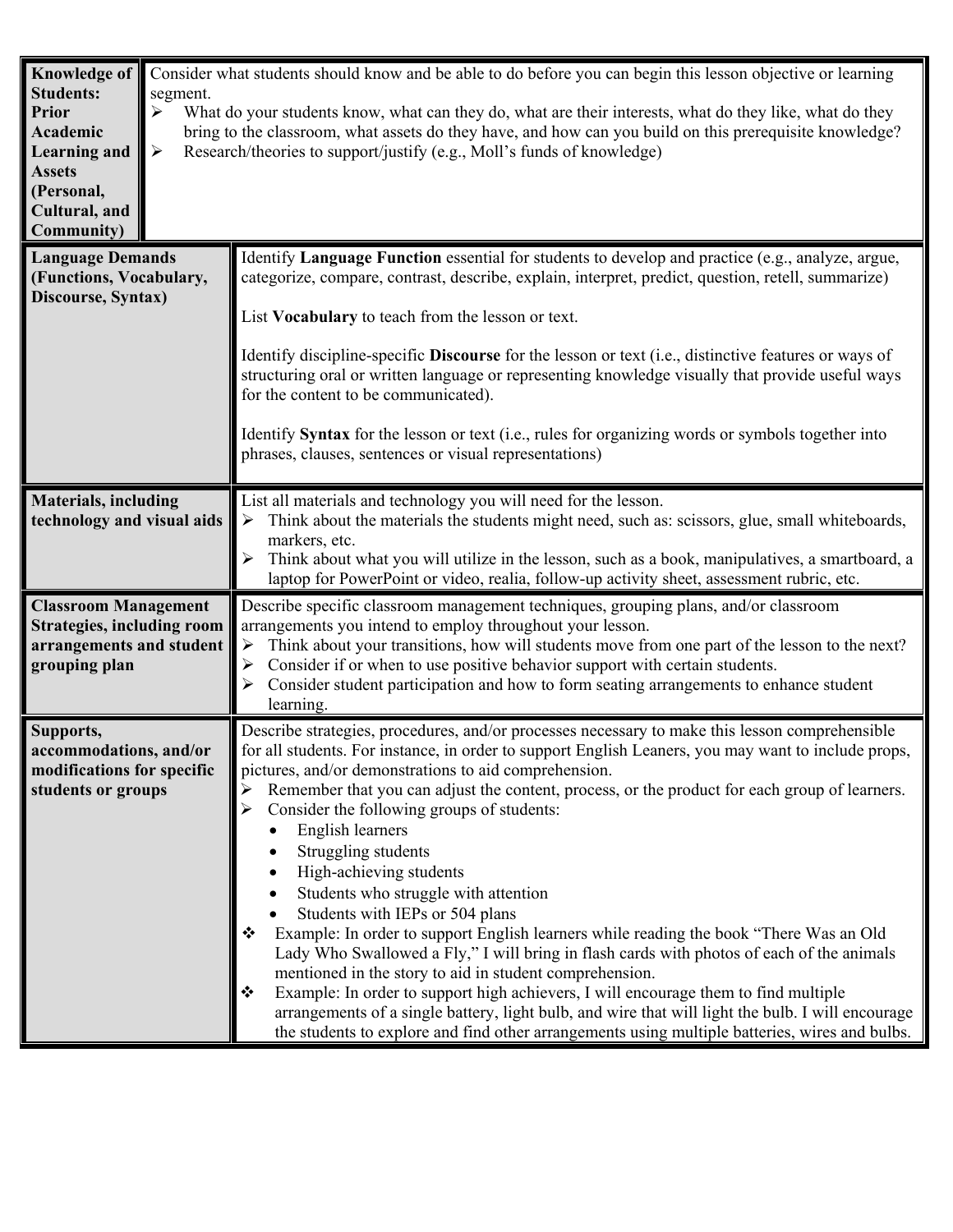| | |
|---|---|
| **Knowledge of Students: Prior Academic Learning and Assets (Personal, Cultural, and Community)** | Consider what students should know and be able to do before you can begin this lesson objective or learning segment.<br>➢ What do your students know, what can they do, what are their interests, what do they like, what do they bring to the classroom, what assets do they have, and how can you build on this prerequisite knowledge?<br>➢ Research/theories to support/justify (e.g., Moll's funds of knowledge) |
| **Language Demands (Functions, Vocabulary, Discourse, Syntax)** | Identify **Language Function** essential for students to develop and practice (e.g., analyze, argue, categorize, compare, contrast, describe, explain, interpret, predict, question, retell, summarize)<br><br>List **Vocabulary** to teach from the lesson or text.<br><br>Identify discipline-specific **Discourse** for the lesson or text (i.e., distinctive features or ways of structuring oral or written language or representing knowledge visually that provide useful ways for the content to be communicated).<br><br>Identify **Syntax** for the lesson or text (i.e., rules for organizing words or symbols together into phrases, clauses, sentences or visual representations) |
| **Materials, including technology and visual aids** | List all materials and technology you will need for the lesson.<br>➢ Think about the materials the students might need, such as: scissors, glue, small whiteboards, markers, etc.<br>➢ Think about what you will utilize in the lesson, such as a book, manipulatives, a smartboard, a laptop for PowerPoint or video, realia, follow-up activity sheet, assessment rubric, etc. |
| **Classroom Management Strategies, including room arrangements and student grouping plan** | Describe specific classroom management techniques, grouping plans, and/or classroom arrangements you intend to employ throughout your lesson.<br>➢ Think about your transitions, how will students move from one part of the lesson to the next?<br>➢ Consider if or when to use positive behavior support with certain students.<br>➢ Consider student participation and how to form seating arrangements to enhance student learning. |
| **Supports, accommodations, and/or modifications for specific students or groups** | Describe strategies, procedures, and/or processes necessary to make this lesson comprehensible for all students. For instance, in order to support English Leaners, you may want to include props, pictures, and/or demonstrations to aid comprehension.<br>➢ Remember that you can adjust the content, process, or the product for each group of learners.<br>➢ Consider the following groups of students:<br>• English learners<br>• Struggling students<br>• High-achieving students<br>• Students who struggle with attention<br>• Students with IEPs or 504 plans<br>❖ Example: In order to support English learners while reading the book "There Was an Old Lady Who Swallowed a Fly," I will bring in flash cards with photos of each of the animals mentioned in the story to aid in student comprehension.<br>❖ Example: In order to support high achievers, I will encourage them to find multiple arrangements of a single battery, light bulb, and wire that will light the bulb. I will encourage the students to explore and find other arrangements using multiple batteries, wires and bulbs. |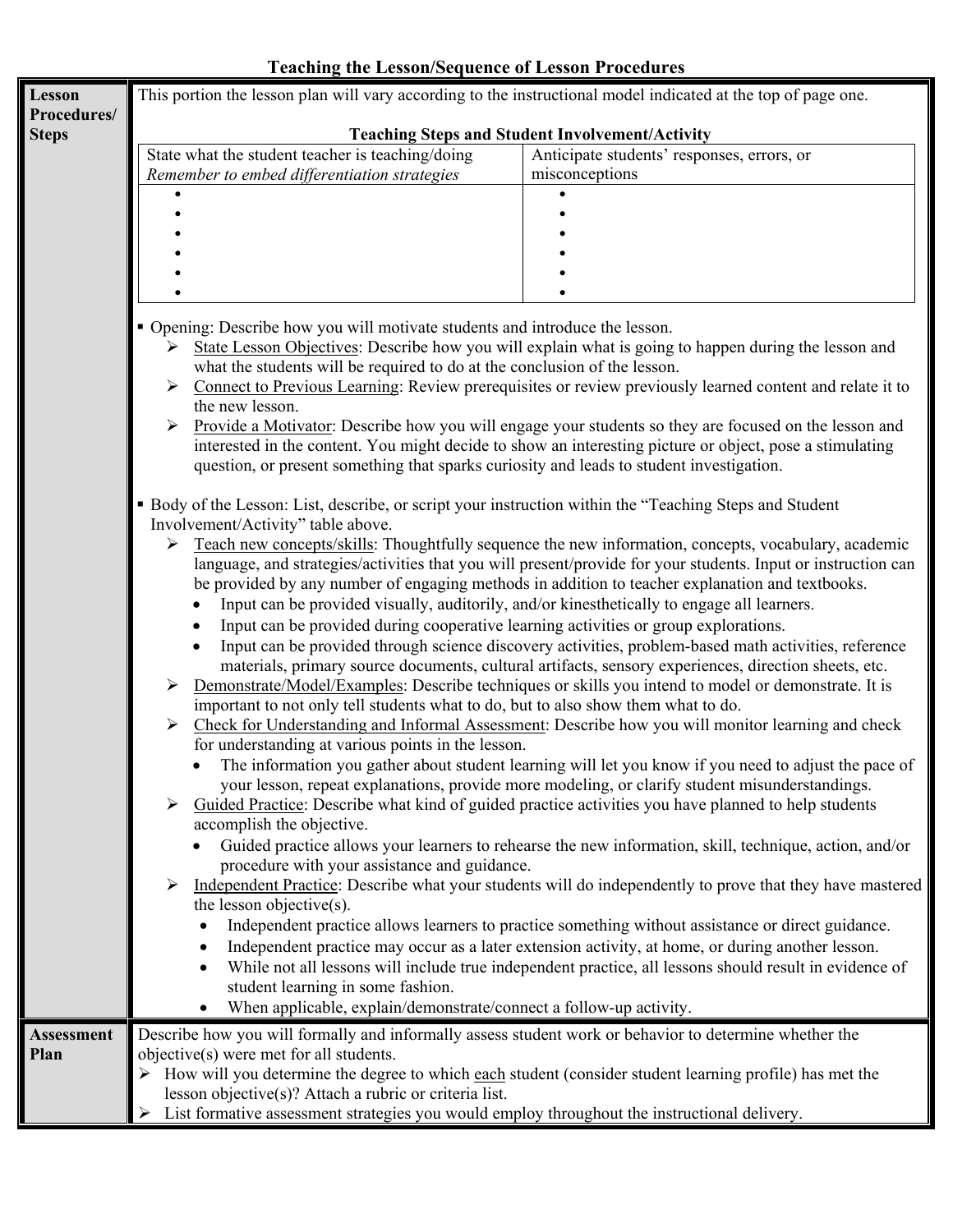## Teaching the Lesson/Sequence of Lesson Procedures

**Lesson Procedures/ Steps**

This portion the lesson plan will vary according to the instructional model indicated at the top of page one.

**Teaching Steps and Student Involvement/Activity**

| State what the student teacher is teaching/doing *Remember to embed differentiation strategies* | Anticipate students' responses, errors, or misconceptions |
|---|---|
| • | • |
| • | • |
| • | • |
| • | • |
| • | • |
| • | • |

- Opening: Describe how you will motivate students and introduce the lesson.
  - State Lesson Objectives: Describe how you will explain what is going to happen during the lesson and what the students will be required to do at the conclusion of the lesson.
  - Connect to Previous Learning: Review prerequisites or review previously learned content and relate it to the new lesson.
  - Provide a Motivator: Describe how you will engage your students so they are focused on the lesson and interested in the content. You might decide to show an interesting picture or object, pose a stimulating question, or present something that sparks curiosity and leads to student investigation.

- Body of the Lesson: List, describe, or script your instruction within the "Teaching Steps and Student Involvement/Activity" table above.
  - Teach new concepts/skills: Thoughtfully sequence the new information, concepts, vocabulary, academic language, and strategies/activities that you will present/provide for your students. Input or instruction can be provided by any number of engaging methods in addition to teacher explanation and textbooks.
    - Input can be provided visually, auditorily, and/or kinesthetically to engage all learners.
    - Input can be provided during cooperative learning activities or group explorations.
    - Input can be provided through science discovery activities, problem-based math activities, reference materials, primary source documents, cultural artifacts, sensory experiences, direction sheets, etc.
  - Demonstrate/Model/Examples: Describe techniques or skills you intend to model or demonstrate. It is important to not only tell students what to do, but to also show them what to do.
  - Check for Understanding and Informal Assessment: Describe how you will monitor learning and check for understanding at various points in the lesson.
    - The information you gather about student learning will let you know if you need to adjust the pace of your lesson, repeat explanations, provide more modeling, or clarify student misunderstandings.
  - Guided Practice: Describe what kind of guided practice activities you have planned to help students accomplish the objective.
    - Guided practice allows your learners to rehearse the new information, skill, technique, action, and/or procedure with your assistance and guidance.
  - Independent Practice: Describe what your students will do independently to prove that they have mastered the lesson objective(s).
    - Independent practice allows learners to practice something without assistance or direct guidance.
    - Independent practice may occur as a later extension activity, at home, or during another lesson.
    - While not all lessons will include true independent practice, all lessons should result in evidence of student learning in some fashion.
    - When applicable, explain/demonstrate/connect a follow-up activity.

**Assessment Plan**

Describe how you will formally and informally assess student work or behavior to determine whether the objective(s) were met for all students.

- How will you determine the degree to which each student (consider student learning profile) has met the lesson objective(s)? Attach a rubric or criteria list.
- List formative assessment strategies you would employ throughout the instructional delivery.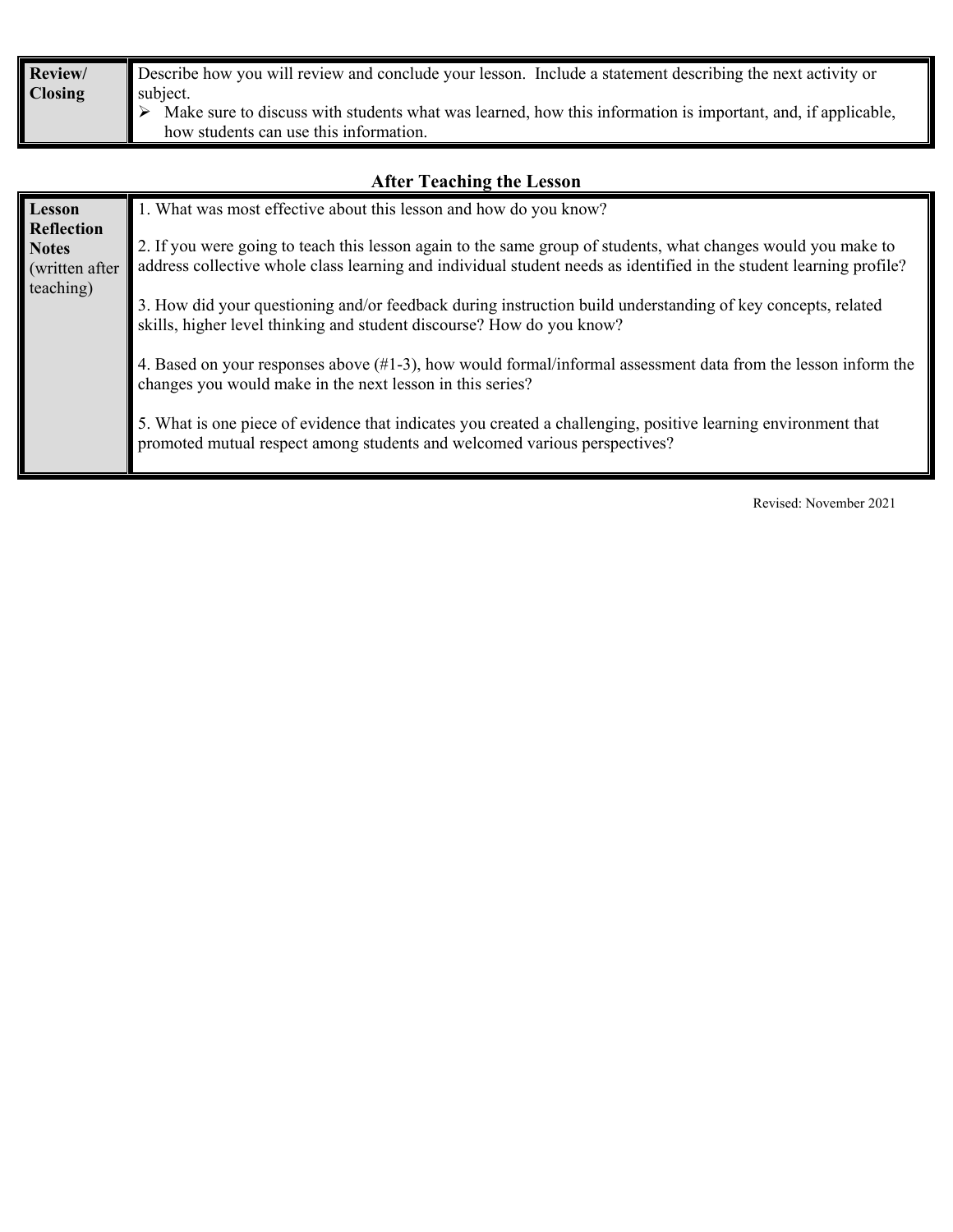| | |
|---|---|
| **Review/ Closing** | Describe how you will review and conclude your lesson. Include a statement describing the next activity or subject.<br>➢ Make sure to discuss with students what was learned, how this information is important, and, if applicable, how students can use this information. |

### After Teaching the Lesson

| | |
|---|---|
| **Lesson Reflection Notes** (written after teaching) | 1. What was most effective about this lesson and how do you know?<br><br>2. If you were going to teach this lesson again to the same group of students, what changes would you make to address collective whole class learning and individual student needs as identified in the student learning profile?<br><br>3. How did your questioning and/or feedback during instruction build understanding of key concepts, related skills, higher level thinking and student discourse? How do you know?<br><br>4. Based on your responses above (#1-3), how would formal/informal assessment data from the lesson inform the changes you would make in the next lesson in this series?<br><br>5. What is one piece of evidence that indicates you created a challenging, positive learning environment that promoted mutual respect among students and welcomed various perspectives? |

Revised: November 2021